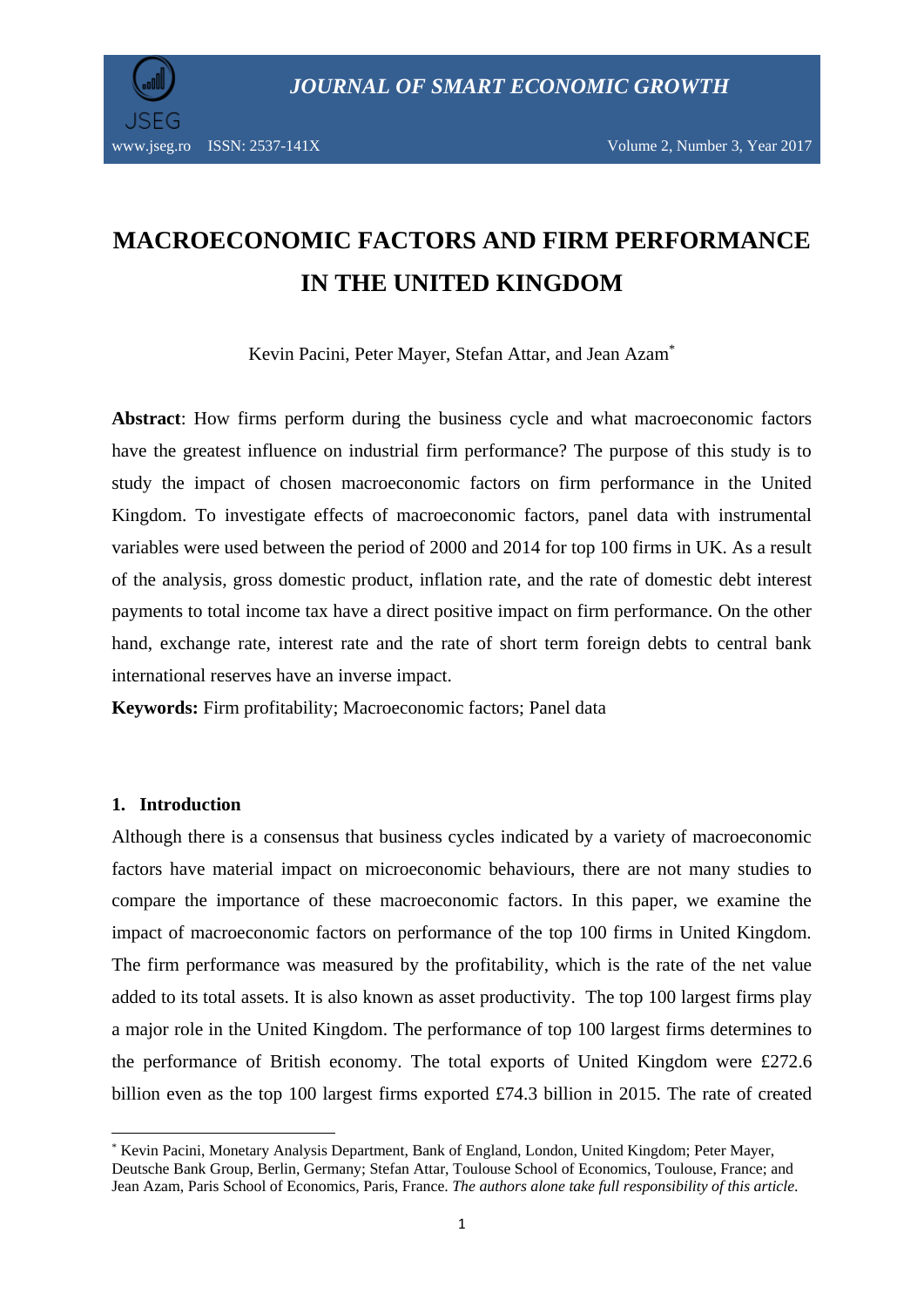# MACROECONOMIC FACTORS AND FIRM PERFORMANCE IN THE UNITED KINGDOM

Kevin Pacini, Peter Mayer, Stefan Attar, and Jean Azam[*]

**Abstract**: How firms perform during the business cycle and what macroeconomic factors have the greatest influence on industrial firm performance? The purpose of this study is to study the impact of chosen macroeconomic factors on firm performance in the United Kingdom. To investigate effects of macroeconomic factors, panel data with instrumental variables were used between the period of 2000 and 2014 for top 100 firms in UK. As a result of the analysis, gross domestic product, inflation rate, and the rate of domestic debt interest payments to total income tax have a direct positive impact on firm performance. On the other hand, exchange rate, interest rate and the rate of short term foreign debts to central bank international reserves have an inverse impact.

**Keywords:** Firm profitability; Macroeconomic factors; Panel data

## 1. Introduction

Although there is a consensus that business cycles indicated by a variety of macroeconomic factors have material impact on microeconomic behaviours, there are not many studies to compare the importance of these macroeconomic factors. In this paper, we examine the impact of macroeconomic factors on performance of the top 100 firms in United Kingdom. The firm performance was measured by the profitability, which is the rate of the net value added to its total assets. It is also known as asset productivity. The top 100 largest firms play a major role in the United Kingdom. The performance of top 100 largest firms determines to the performance of British economy. The total exports of United Kingdom were £272.6 billion even as the top 100 largest firms exported £74.3 billion in 2015. The rate of created

---

[*] Kevin Pacini, Monetary Analysis Department, Bank of England, London, United Kingdom; Peter Mayer, Deutsche Bank Group, Berlin, Germany; Stefan Attar, Toulouse School of Economics, Toulouse, France; and Jean Azam, Paris School of Economics, Paris, France. *The authors alone take full responsibility of this article.*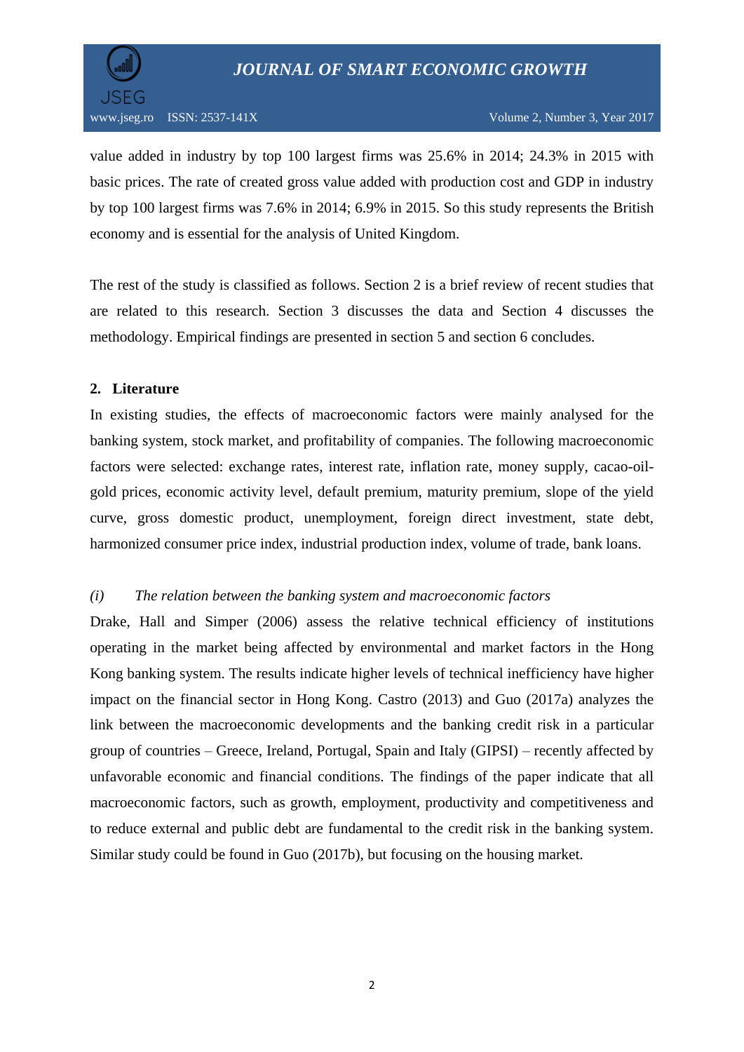value added in industry by top 100 largest firms was 25.6% in 2014; 24.3% in 2015 with basic prices. The rate of created gross value added with production cost and GDP in industry by top 100 largest firms was 7.6% in 2014; 6.9% in 2015. So this study represents the British economy and is essential for the analysis of United Kingdom.

The rest of the study is classified as follows. Section 2 is a brief review of recent studies that are related to this research. Section 3 discusses the data and Section 4 discusses the methodology. Empirical findings are presented in section 5 and section 6 concludes.

## 2. Literature

In existing studies, the effects of macroeconomic factors were mainly analysed for the banking system, stock market, and profitability of companies. The following macroeconomic factors were selected: exchange rates, interest rate, inflation rate, money supply, cacao-oil-gold prices, economic activity level, default premium, maturity premium, slope of the yield curve, gross domestic product, unemployment, foreign direct investment, state debt, harmonized consumer price index, industrial production index, volume of trade, bank loans.

*(i) The relation between the banking system and macroeconomic factors*

Drake, Hall and Simper (2006) assess the relative technical efficiency of institutions operating in the market being affected by environmental and market factors in the Hong Kong banking system. The results indicate higher levels of technical inefficiency have higher impact on the financial sector in Hong Kong. Castro (2013) and Guo (2017a) analyzes the link between the macroeconomic developments and the banking credit risk in a particular group of countries – Greece, Ireland, Portugal, Spain and Italy (GIPSI) – recently affected by unfavorable economic and financial conditions. The findings of the paper indicate that all macroeconomic factors, such as growth, employment, productivity and competitiveness and to reduce external and public debt are fundamental to the credit risk in the banking system. Similar study could be found in Guo (2017b), but focusing on the housing market.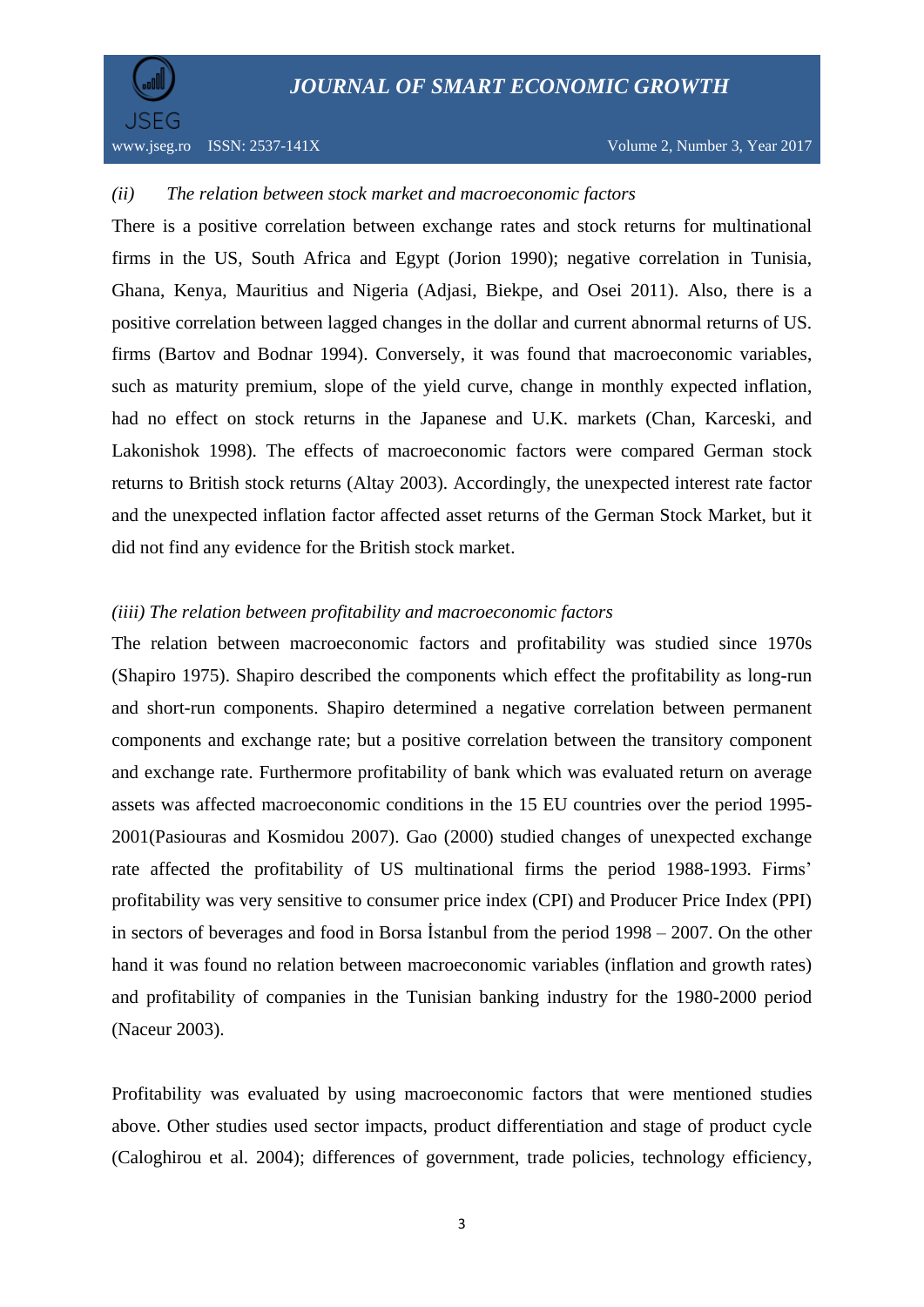*(ii) The relation between stock market and macroeconomic factors*

There is a positive correlation between exchange rates and stock returns for multinational firms in the US, South Africa and Egypt (Jorion 1990); negative correlation in Tunisia, Ghana, Kenya, Mauritius and Nigeria (Adjasi, Biekpe, and Osei 2011). Also, there is a positive correlation between lagged changes in the dollar and current abnormal returns of US. firms (Bartov and Bodnar 1994). Conversely, it was found that macroeconomic variables, such as maturity premium, slope of the yield curve, change in monthly expected inflation, had no effect on stock returns in the Japanese and U.K. markets (Chan, Karceski, and Lakonishok 1998). The effects of macroeconomic factors were compared German stock returns to British stock returns (Altay 2003). Accordingly, the unexpected interest rate factor and the unexpected inflation factor affected asset returns of the German Stock Market, but it did not find any evidence for the British stock market.

*(iiii) The relation between profitability and macroeconomic factors*

The relation between macroeconomic factors and profitability was studied since 1970s (Shapiro 1975). Shapiro described the components which effect the profitability as long-run and short-run components. Shapiro determined a negative correlation between permanent components and exchange rate; but a positive correlation between the transitory component and exchange rate. Furthermore profitability of bank which was evaluated return on average assets was affected macroeconomic conditions in the 15 EU countries over the period 1995-2001(Pasiouras and Kosmidou 2007). Gao (2000) studied changes of unexpected exchange rate affected the profitability of US multinational firms the period 1988-1993. Firms' profitability was very sensitive to consumer price index (CPI) and Producer Price Index (PPI) in sectors of beverages and food in Borsa İstanbul from the period 1998 – 2007. On the other hand it was found no relation between macroeconomic variables (inflation and growth rates) and profitability of companies in the Tunisian banking industry for the 1980-2000 period (Naceur 2003).

Profitability was evaluated by using macroeconomic factors that were mentioned studies above. Other studies used sector impacts, product differentiation and stage of product cycle (Caloghirou et al. 2004); differences of government, trade policies, technology efficiency,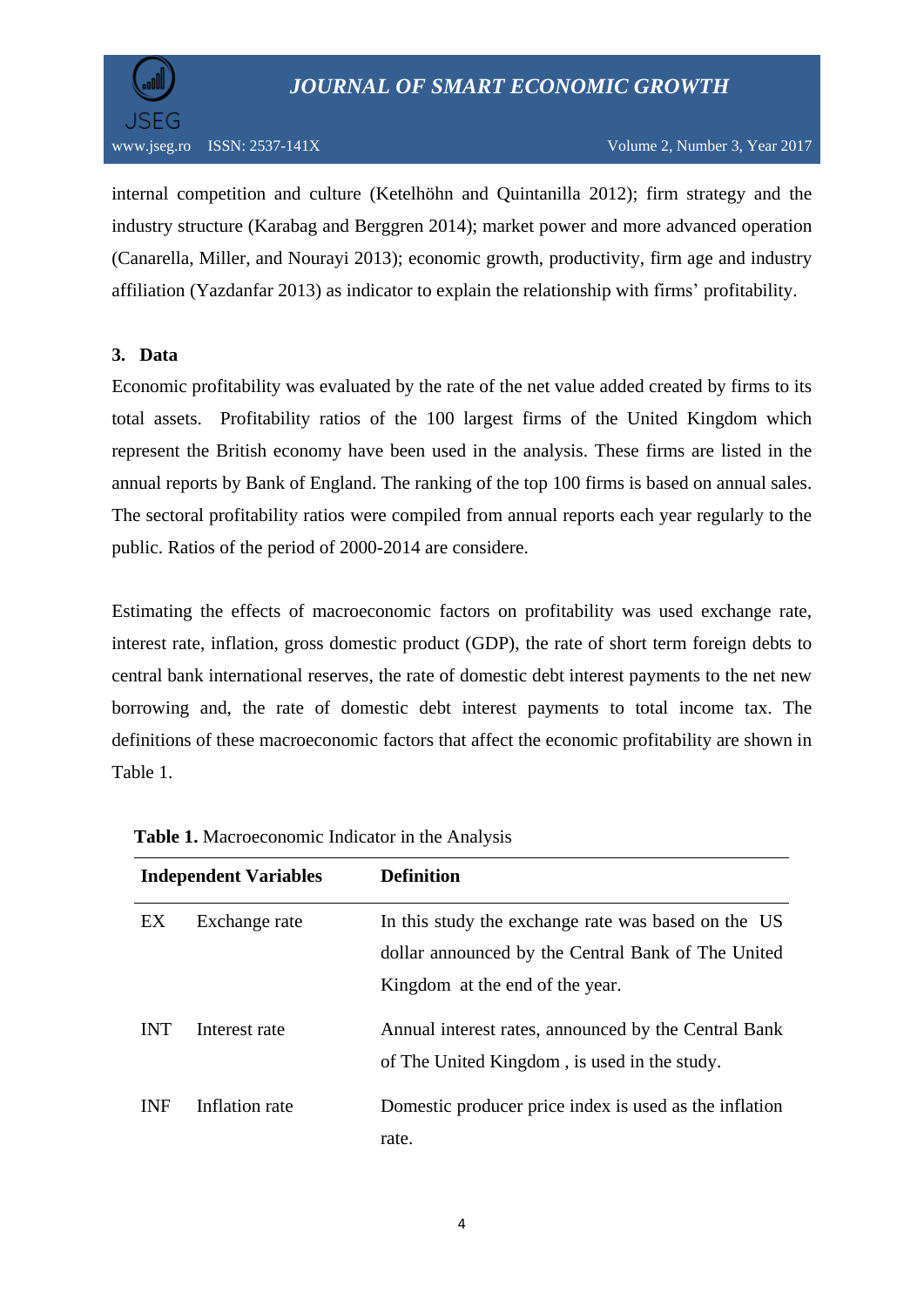internal competition and culture (Ketelhöhn and Quintanilla 2012); firm strategy and the industry structure (Karabag and Berggren 2014); market power and more advanced operation (Canarella, Miller, and Nourayi 2013); economic growth, productivity, firm age and industry affiliation (Yazdanfar 2013) as indicator to explain the relationship with firms' profitability.

## 3. Data

Economic profitability was evaluated by the rate of the net value added created by firms to its total assets. Profitability ratios of the 100 largest firms of the United Kingdom which represent the British economy have been used in the analysis. These firms are listed in the annual reports by Bank of England. The ranking of the top 100 firms is based on annual sales. The sectoral profitability ratios were compiled from annual reports each year regularly to the public. Ratios of the period of 2000-2014 are considere.

Estimating the effects of macroeconomic factors on profitability was used exchange rate, interest rate, inflation, gross domestic product (GDP), the rate of short term foreign debts to central bank international reserves, the rate of domestic debt interest payments to the net new borrowing and, the rate of domestic debt interest payments to total income tax. The definitions of these macroeconomic factors that affect the economic profitability are shown in Table 1.

**Table 1.** Macroeconomic Indicator in the Analysis

| **Independent Variables** | | **Definition** |
|---|---|---|
| EX | Exchange rate | In this study the exchange rate was based on the US dollar announced by the Central Bank of The United Kingdom at the end of the year. |
| INT | Interest rate | Annual interest rates, announced by the Central Bank of The United Kingdom , is used in the study. |
| INF | Inflation rate | Domestic producer price index is used as the inflation rate. |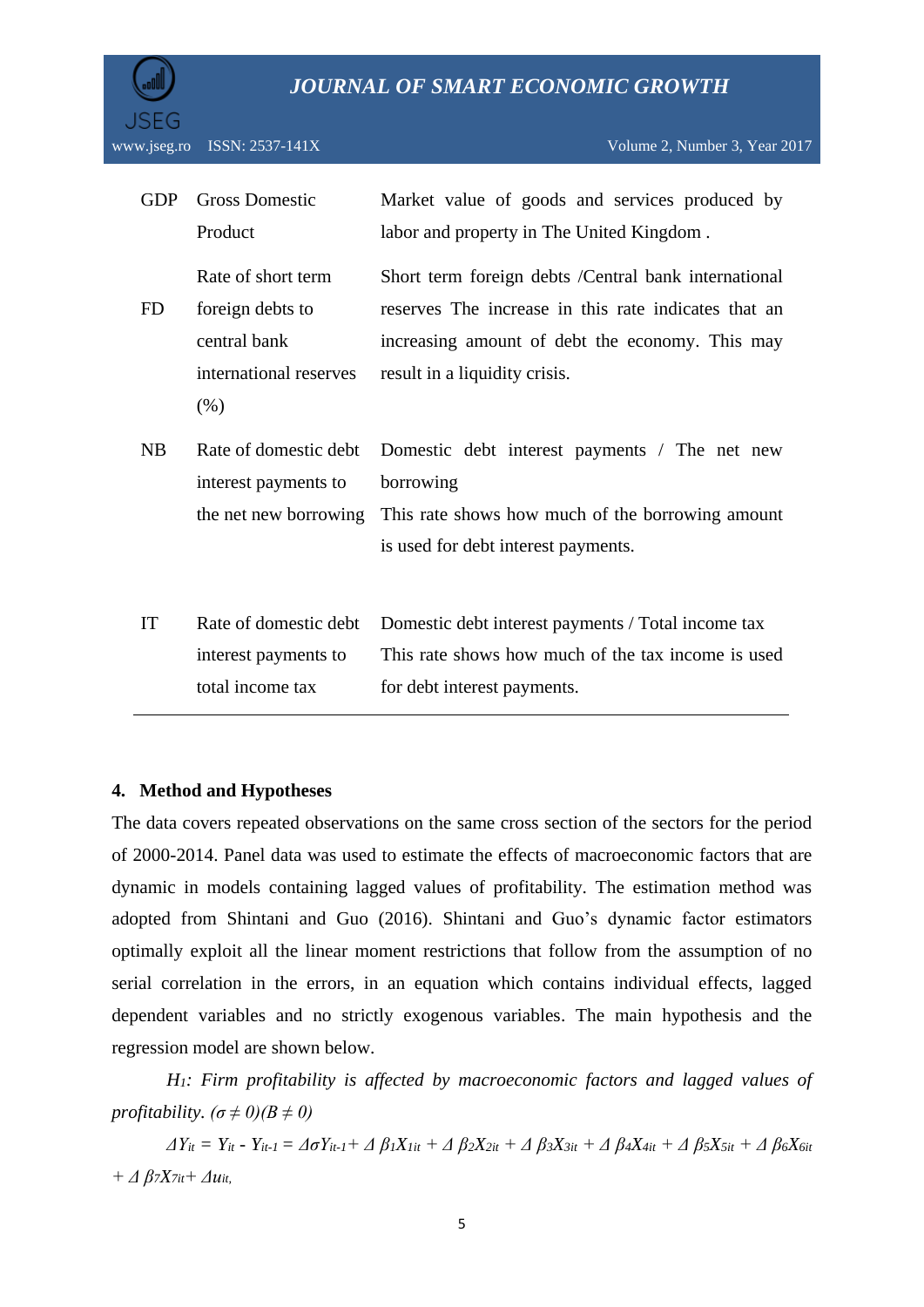| | | |
|---|---|---|
| GDP | Gross Domestic Product | Market value of goods and services produced by labor and property in The United Kingdom . |
| FD | Rate of short term foreign debts to central bank international reserves (%) | Short term foreign debts /Central bank international reserves The increase in this rate indicates that an increasing amount of debt the economy. This may result in a liquidity crisis. |
| NB | Rate of domestic debt interest payments to the net new borrowing | Domestic debt interest payments / The net new borrowing This rate shows how much of the borrowing amount is used for debt interest payments. |
| IT | Rate of domestic debt interest payments to total income tax | Domestic debt interest payments / Total income tax This rate shows how much of the tax income is used for debt interest payments. |

## 4. Method and Hypotheses

The data covers repeated observations on the same cross section of the sectors for the period of 2000-2014. Panel data was used to estimate the effects of macroeconomic factors that are dynamic in models containing lagged values of profitability. The estimation method was adopted from Shintani and Guo (2016). Shintani and Guo's dynamic factor estimators optimally exploit all the linear moment restrictions that follow from the assumption of no serial correlation in the errors, in an equation which contains individual effects, lagged dependent variables and no strictly exogenous variables. The main hypothesis and the regression model are shown below.

*$H_1$: Firm profitability is affected by macroeconomic factors and lagged values of profitability. $(\sigma \neq 0)(B \neq 0)$*

$$\Delta Y_{it} = Y_{it} - Y_{it-1} = \Delta\sigma Y_{it-1} + \Delta\,\beta_1 X_{1it} + \Delta\,\beta_2 X_{2it} + \Delta\,\beta_3 X_{3it} + \Delta\,\beta_4 X_{4it} + \Delta\,\beta_5 X_{5it} + \Delta\,\beta_6 X_{6it} + \Delta\,\beta_7 X_{7it} + \Delta u_{it},$$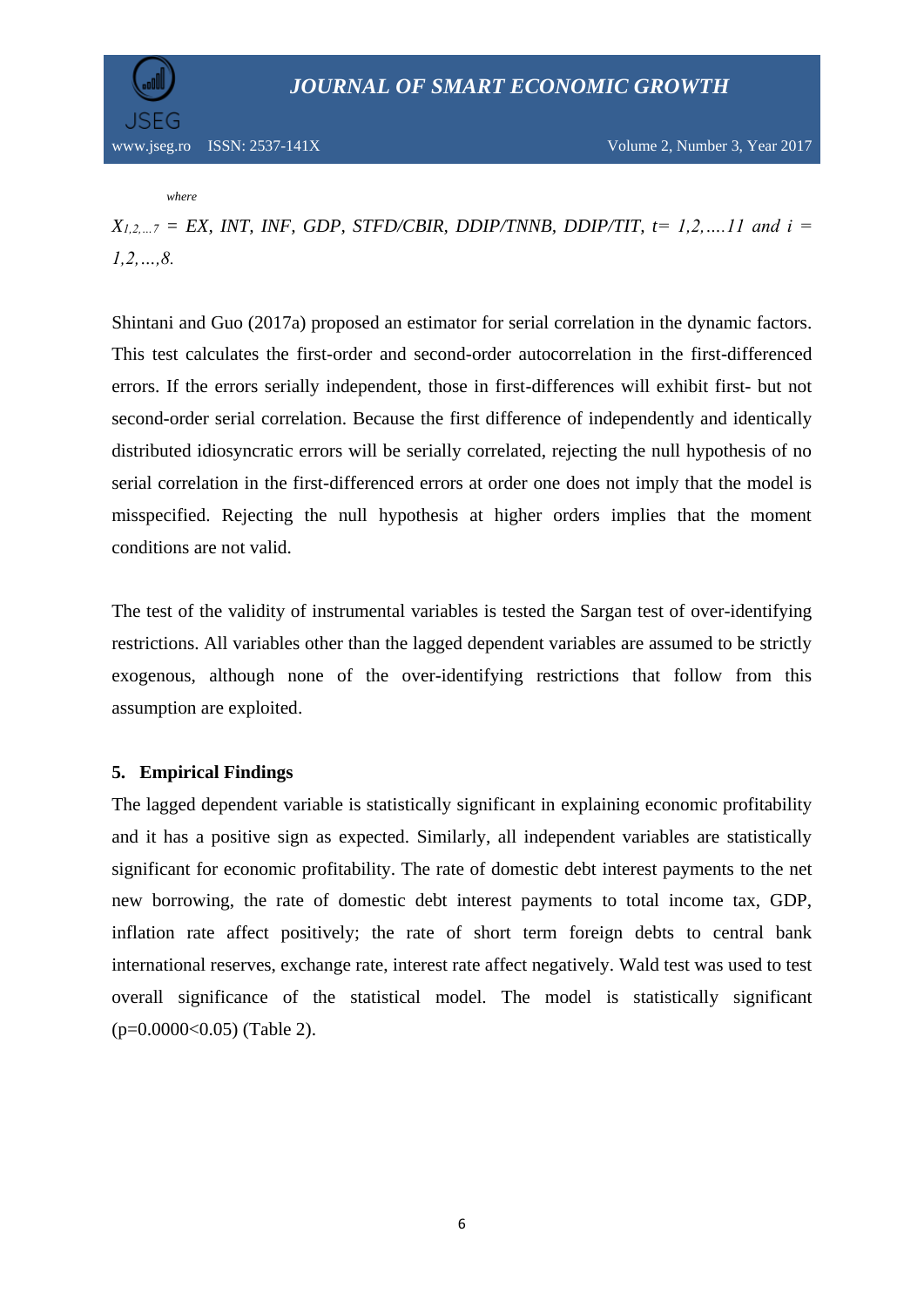*where*

$X_{1,2,...7}$ = *EX, INT, INF, GDP, STFD/CBIR, DDIP/TNNB, DDIP/TIT,* $t = 1,2,....11$ *and* $i = 1,2,...,8.$

Shintani and Guo (2017a) proposed an estimator for serial correlation in the dynamic factors. This test calculates the first-order and second-order autocorrelation in the first-differenced errors. If the errors serially independent, those in first-differences will exhibit first- but not second-order serial correlation. Because the first difference of independently and identically distributed idiosyncratic errors will be serially correlated, rejecting the null hypothesis of no serial correlation in the first-differenced errors at order one does not imply that the model is misspecified. Rejecting the null hypothesis at higher orders implies that the moment conditions are not valid.

The test of the validity of instrumental variables is tested the Sargan test of over-identifying restrictions. All variables other than the lagged dependent variables are assumed to be strictly exogenous, although none of the over-identifying restrictions that follow from this assumption are exploited.

## 5. Empirical Findings

The lagged dependent variable is statistically significant in explaining economic profitability and it has a positive sign as expected. Similarly, all independent variables are statistically significant for economic profitability. The rate of domestic debt interest payments to the net new borrowing, the rate of domestic debt interest payments to total income tax, GDP, inflation rate affect positively; the rate of short term foreign debts to central bank international reserves, exchange rate, interest rate affect negatively. Wald test was used to test overall significance of the statistical model. The model is statistically significant ($p=0.0000<0.05$) (Table 2).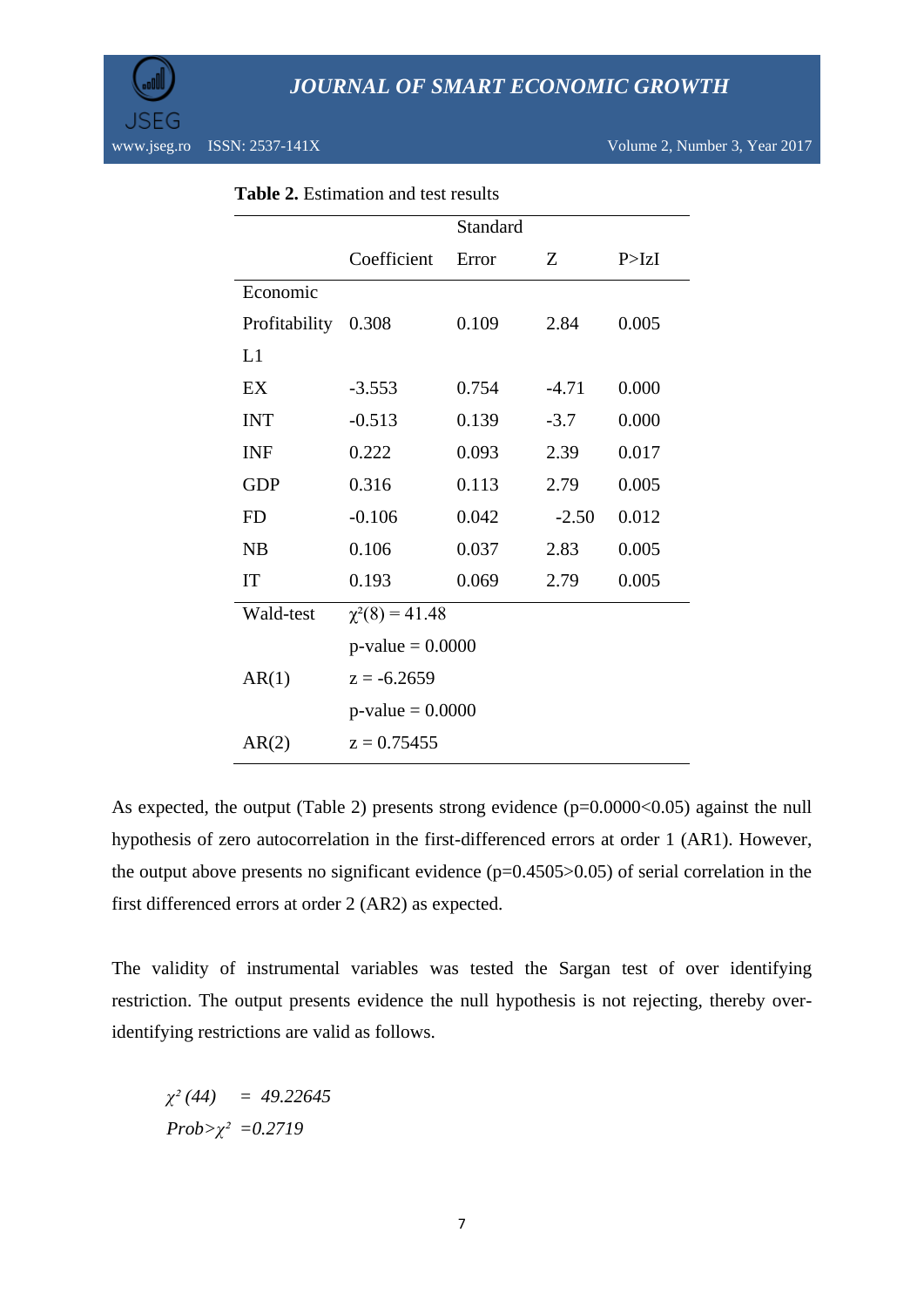**Table 2.** Estimation and test results

| | Coefficient | Standard Error | Z | P>IzI |
|---|---|---|---|---|
| Economic Profitability L1 | 0.308 | 0.109 | 2.84 | 0.005 |
| EX | -3.553 | 0.754 | -4.71 | 0.000 |
| INT | -0.513 | 0.139 | -3.7 | 0.000 |
| INF | 0.222 | 0.093 | 2.39 | 0.017 |
| GDP | 0.316 | 0.113 | 2.79 | 0.005 |
| FD | -0.106 | 0.042 | -2.50 | 0.012 |
| NB | 0.106 | 0.037 | 2.83 | 0.005 |
| IT | 0.193 | 0.069 | 2.79 | 0.005 |
| Wald-test | $\chi^2(8) = 41.48$ | | | |
| | p-value = 0.0000 | | | |
| AR(1) | z = -6.2659 | | | |
| | p-value = 0.0000 | | | |
| AR(2) | z = 0.75455 | | | |

As expected, the output (Table 2) presents strong evidence (p=0.0000<0.05) against the null hypothesis of zero autocorrelation in the first-differenced errors at order 1 (AR1). However, the output above presents no significant evidence (p=0.4505>0.05) of serial correlation in the first differenced errors at order 2 (AR2) as expected.

The validity of instrumental variables was tested the Sargan test of over identifying restriction. The output presents evidence the null hypothesis is not rejecting, thereby over-identifying restrictions are valid as follows.

$\chi^2(44) \quad = 49.22645$

$Prob>\chi^2 \; =0.2719$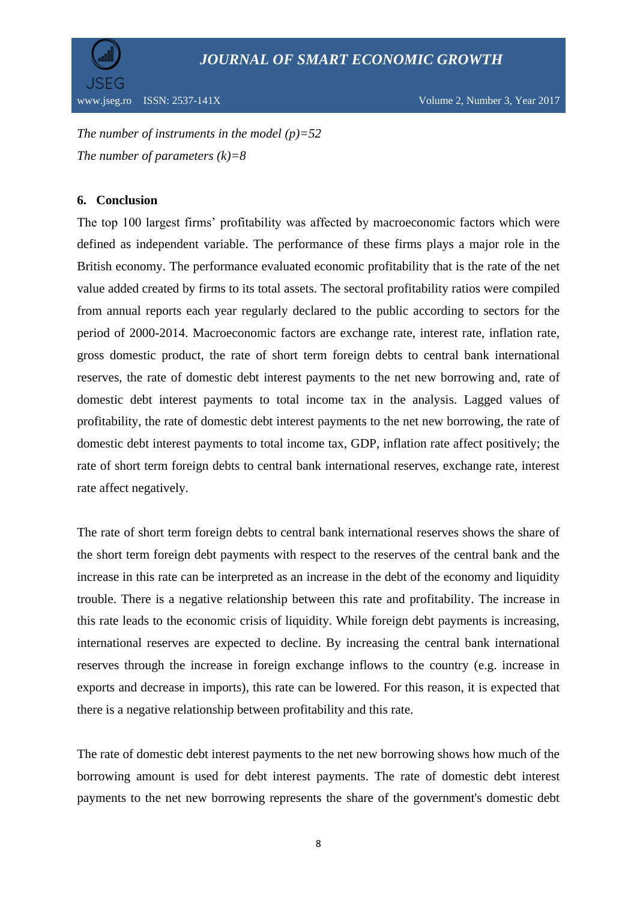*The number of instruments in the model (p)=52*

*The number of parameters (k)=8*

## 6. Conclusion

The top 100 largest firms' profitability was affected by macroeconomic factors which were defined as independent variable. The performance of these firms plays a major role in the British economy. The performance evaluated economic profitability that is the rate of the net value added created by firms to its total assets. The sectoral profitability ratios were compiled from annual reports each year regularly declared to the public according to sectors for the period of 2000-2014. Macroeconomic factors are exchange rate, interest rate, inflation rate, gross domestic product, the rate of short term foreign debts to central bank international reserves, the rate of domestic debt interest payments to the net new borrowing and, rate of domestic debt interest payments to total income tax in the analysis. Lagged values of profitability, the rate of domestic debt interest payments to the net new borrowing, the rate of domestic debt interest payments to total income tax, GDP, inflation rate affect positively; the rate of short term foreign debts to central bank international reserves, exchange rate, interest rate affect negatively.

The rate of short term foreign debts to central bank international reserves shows the share of the short term foreign debt payments with respect to the reserves of the central bank and the increase in this rate can be interpreted as an increase in the debt of the economy and liquidity trouble. There is a negative relationship between this rate and profitability. The increase in this rate leads to the economic crisis of liquidity. While foreign debt payments is increasing, international reserves are expected to decline. By increasing the central bank international reserves through the increase in foreign exchange inflows to the country (e.g. increase in exports and decrease in imports), this rate can be lowered. For this reason, it is expected that there is a negative relationship between profitability and this rate.

The rate of domestic debt interest payments to the net new borrowing shows how much of the borrowing amount is used for debt interest payments. The rate of domestic debt interest payments to the net new borrowing represents the share of the government's domestic debt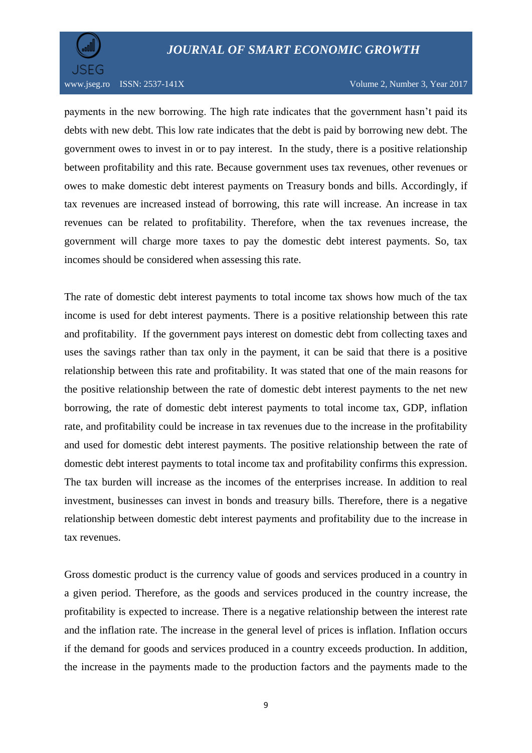payments in the new borrowing. The high rate indicates that the government hasn't paid its debts with new debt. This low rate indicates that the debt is paid by borrowing new debt. The government owes to invest in or to pay interest.  In the study, there is a positive relationship between profitability and this rate. Because government uses tax revenues, other revenues or owes to make domestic debt interest payments on Treasury bonds and bills. Accordingly, if tax revenues are increased instead of borrowing, this rate will increase. An increase in tax revenues can be related to profitability. Therefore, when the tax revenues increase, the government will charge more taxes to pay the domestic debt interest payments. So, tax incomes should be considered when assessing this rate.

The rate of domestic debt interest payments to total income tax shows how much of the tax income is used for debt interest payments. There is a positive relationship between this rate and profitability.  If the government pays interest on domestic debt from collecting taxes and uses the savings rather than tax only in the payment, it can be said that there is a positive relationship between this rate and profitability. It was stated that one of the main reasons for the positive relationship between the rate of domestic debt interest payments to the net new borrowing, the rate of domestic debt interest payments to total income tax, GDP, inflation rate, and profitability could be increase in tax revenues due to the increase in the profitability and used for domestic debt interest payments. The positive relationship between the rate of domestic debt interest payments to total income tax and profitability confirms this expression. The tax burden will increase as the incomes of the enterprises increase. In addition to real investment, businesses can invest in bonds and treasury bills. Therefore, there is a negative relationship between domestic debt interest payments and profitability due to the increase in tax revenues.

Gross domestic product is the currency value of goods and services produced in a country in a given period. Therefore, as the goods and services produced in the country increase, the profitability is expected to increase. There is a negative relationship between the interest rate and the inflation rate. The increase in the general level of prices is inflation. Inflation occurs if the demand for goods and services produced in a country exceeds production. In addition, the increase in the payments made to the production factors and the payments made to the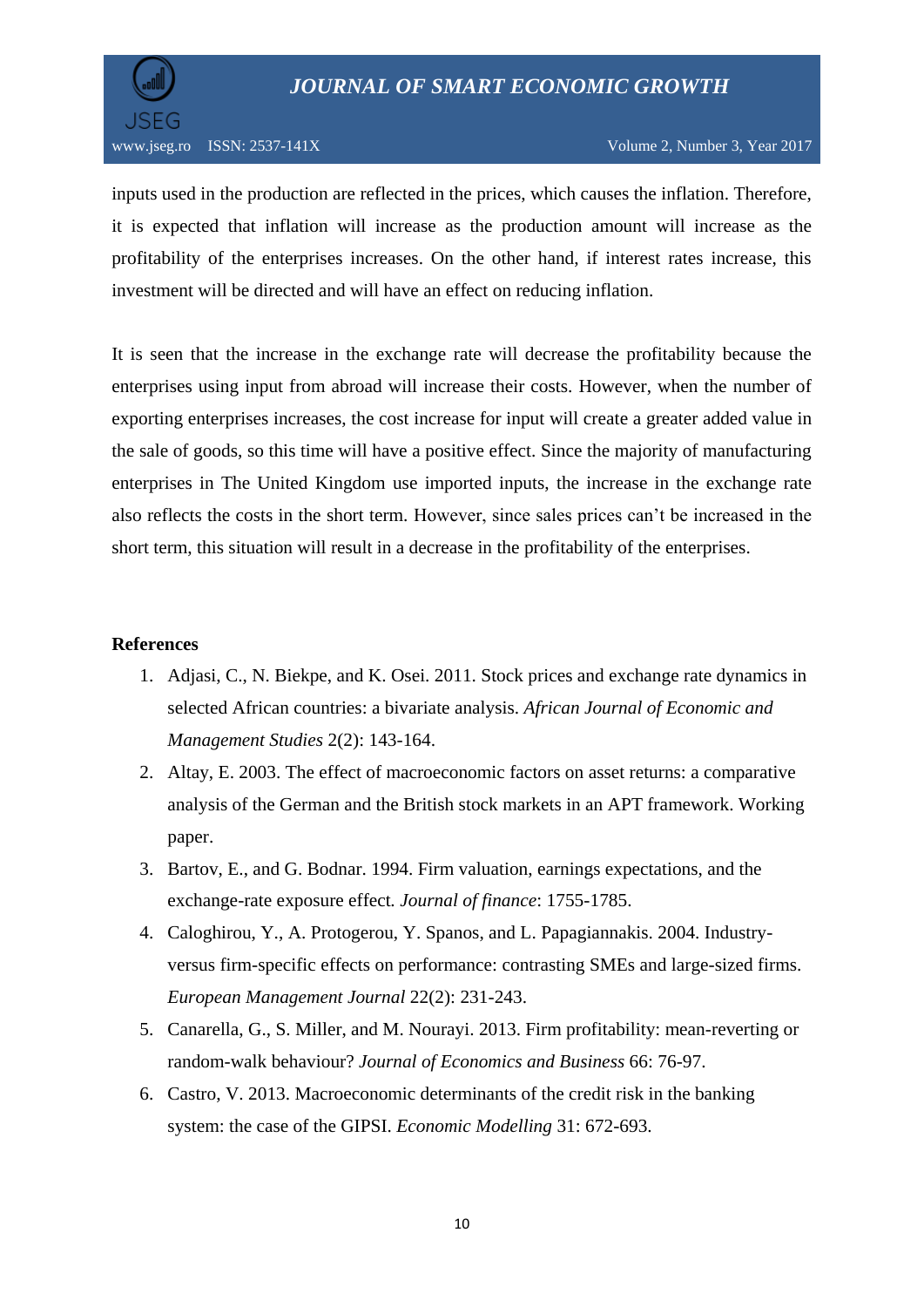inputs used in the production are reflected in the prices, which causes the inflation. Therefore, it is expected that inflation will increase as the production amount will increase as the profitability of the enterprises increases. On the other hand, if interest rates increase, this investment will be directed and will have an effect on reducing inflation.

It is seen that the increase in the exchange rate will decrease the profitability because the enterprises using input from abroad will increase their costs. However, when the number of exporting enterprises increases, the cost increase for input will create a greater added value in the sale of goods, so this time will have a positive effect. Since the majority of manufacturing enterprises in The United Kingdom use imported inputs, the increase in the exchange rate also reflects the costs in the short term. However, since sales prices can't be increased in the short term, this situation will result in a decrease in the profitability of the enterprises.

**References**

1. Adjasi, C., N. Biekpe, and K. Osei. 2011. Stock prices and exchange rate dynamics in selected African countries: a bivariate analysis. *African Journal of Economic and Management Studies* 2(2): 143-164.
2. Altay, E. 2003. The effect of macroeconomic factors on asset returns: a comparative analysis of the German and the British stock markets in an APT framework. Working paper.
3. Bartov, E., and G. Bodnar. 1994. Firm valuation, earnings expectations, and the exchange-rate exposure effect. *Journal of finance*: 1755-1785.
4. Caloghirou, Y., A. Protogerou, Y. Spanos, and L. Papagiannakis. 2004. Industry-versus firm-specific effects on performance: contrasting SMEs and large-sized firms. *European Management Journal* 22(2): 231-243.
5. Canarella, G., S. Miller, and M. Nourayi. 2013. Firm profitability: mean-reverting or random-walk behaviour? *Journal of Economics and Business* 66: 76-97.
6. Castro, V. 2013. Macroeconomic determinants of the credit risk in the banking system: the case of the GIPSI. *Economic Modelling* 31: 672-693.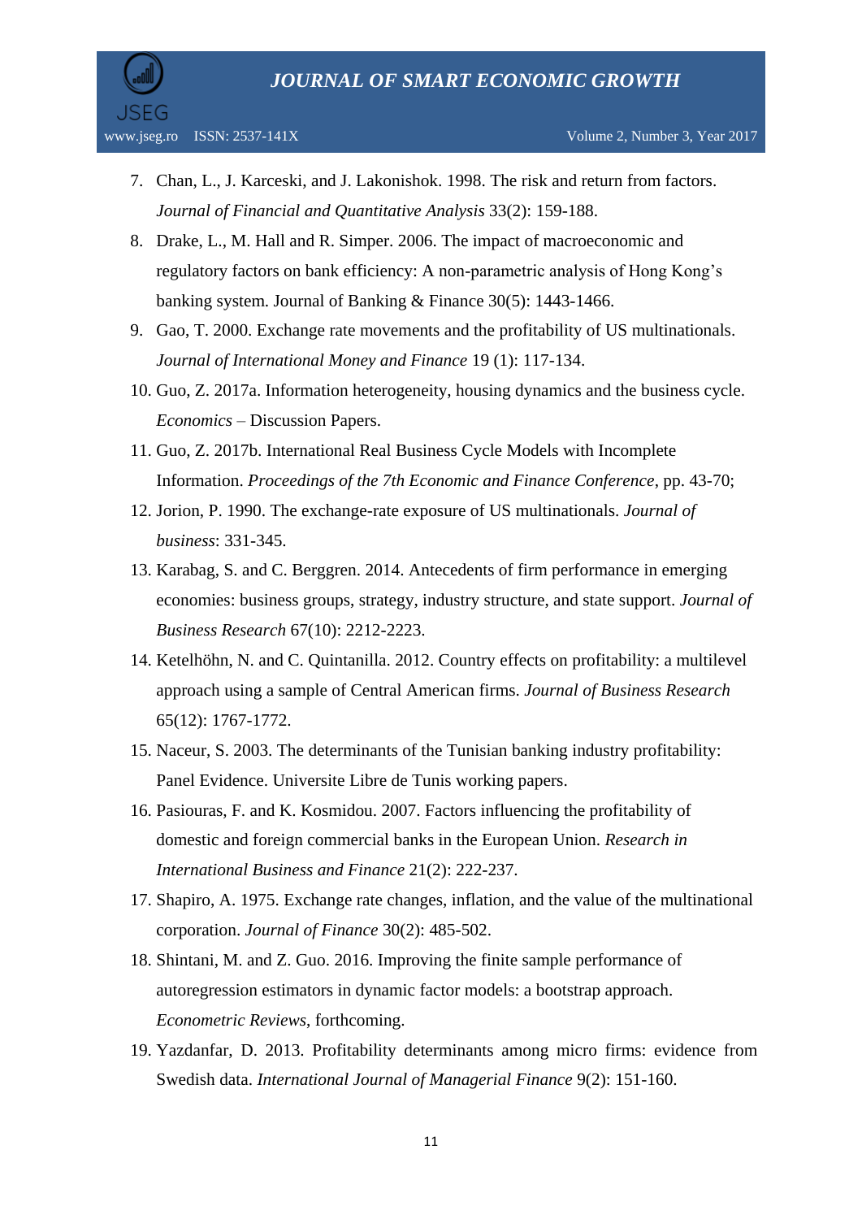7. Chan, L., J. Karceski, and J. Lakonishok. 1998. The risk and return from factors. *Journal of Financial and Quantitative Analysis* 33(2): 159-188.
8. Drake, L., M. Hall and R. Simper. 2006. The impact of macroeconomic and regulatory factors on bank efficiency: A non-parametric analysis of Hong Kong's banking system. Journal of Banking & Finance 30(5): 1443-1466.
9. Gao, T. 2000. Exchange rate movements and the profitability of US multinationals. *Journal of International Money and Finance* 19 (1): 117-134.
10. Guo, Z. 2017a. Information heterogeneity, housing dynamics and the business cycle. *Economics* – Discussion Papers.
11. Guo, Z. 2017b. International Real Business Cycle Models with Incomplete Information. *Proceedings of the 7th Economic and Finance Conference*, pp. 43-70;
12. Jorion, P. 1990. The exchange-rate exposure of US multinationals. *Journal of business*: 331-345.
13. Karabag, S. and C. Berggren. 2014. Antecedents of firm performance in emerging economies: business groups, strategy, industry structure, and state support. *Journal of Business Research* 67(10): 2212-2223.
14. Ketelhöhn, N. and C. Quintanilla. 2012. Country effects on profitability: a multilevel approach using a sample of Central American firms. *Journal of Business Research* 65(12): 1767-1772.
15. Naceur, S. 2003. The determinants of the Tunisian banking industry profitability: Panel Evidence. Universite Libre de Tunis working papers.
16. Pasiouras, F. and K. Kosmidou. 2007. Factors influencing the profitability of domestic and foreign commercial banks in the European Union. *Research in International Business and Finance* 21(2): 222-237.
17. Shapiro, A. 1975. Exchange rate changes, inflation, and the value of the multinational corporation. *Journal of Finance* 30(2): 485-502.
18. Shintani, M. and Z. Guo. 2016. Improving the finite sample performance of autoregression estimators in dynamic factor models: a bootstrap approach. *Econometric Reviews*, forthcoming.
19. Yazdanfar, D. 2013. Profitability determinants among micro firms: evidence from Swedish data. *International Journal of Managerial Finance* 9(2): 151-160.